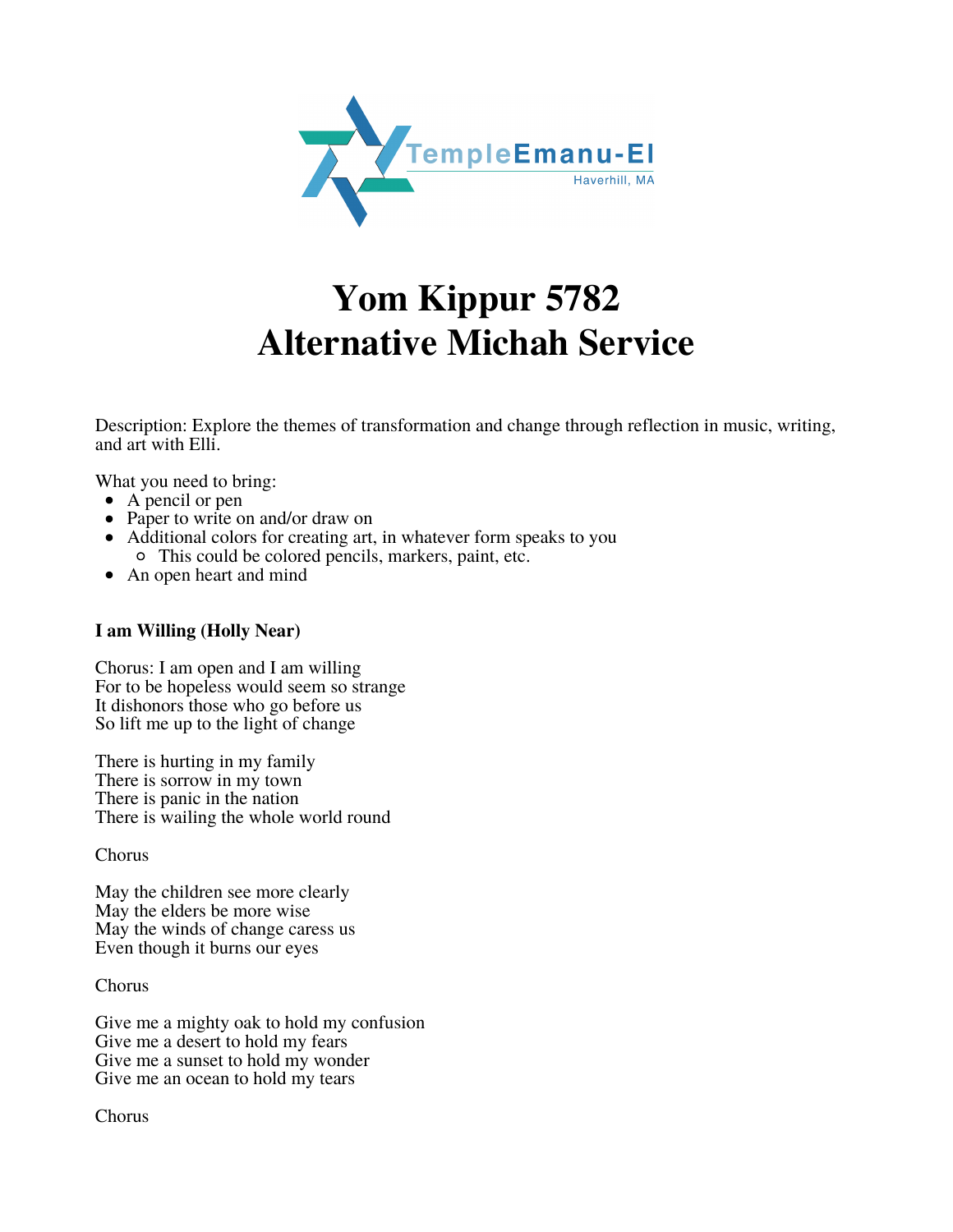# Yom Kippur 5782
# Alternative Michah Service

Description: Explore the themes of transformation and change through reflection in music, writing, and art with Elli.

What you need to bring:

- A pencil or pen
- Paper to write on and/or draw on
- Additional colors for creating art, in whatever form speaks to you
    - This could be colored pencils, markers, paint, etc.
- An open heart and mind

**I am Willing (Holly Near)**

Chorus: I am open and I am willing
For to be hopeless would seem so strange
It dishonors those who go before us
So lift me up to the light of change

There is hurting in my family
There is sorrow in my town
There is panic in the nation
There is wailing the whole world round

Chorus

May the children see more clearly
May the elders be more wise
May the winds of change caress us
Even though it burns our eyes

Chorus

Give me a mighty oak to hold my confusion
Give me a desert to hold my fears
Give me a sunset to hold my wonder
Give me an ocean to hold my tears

Chorus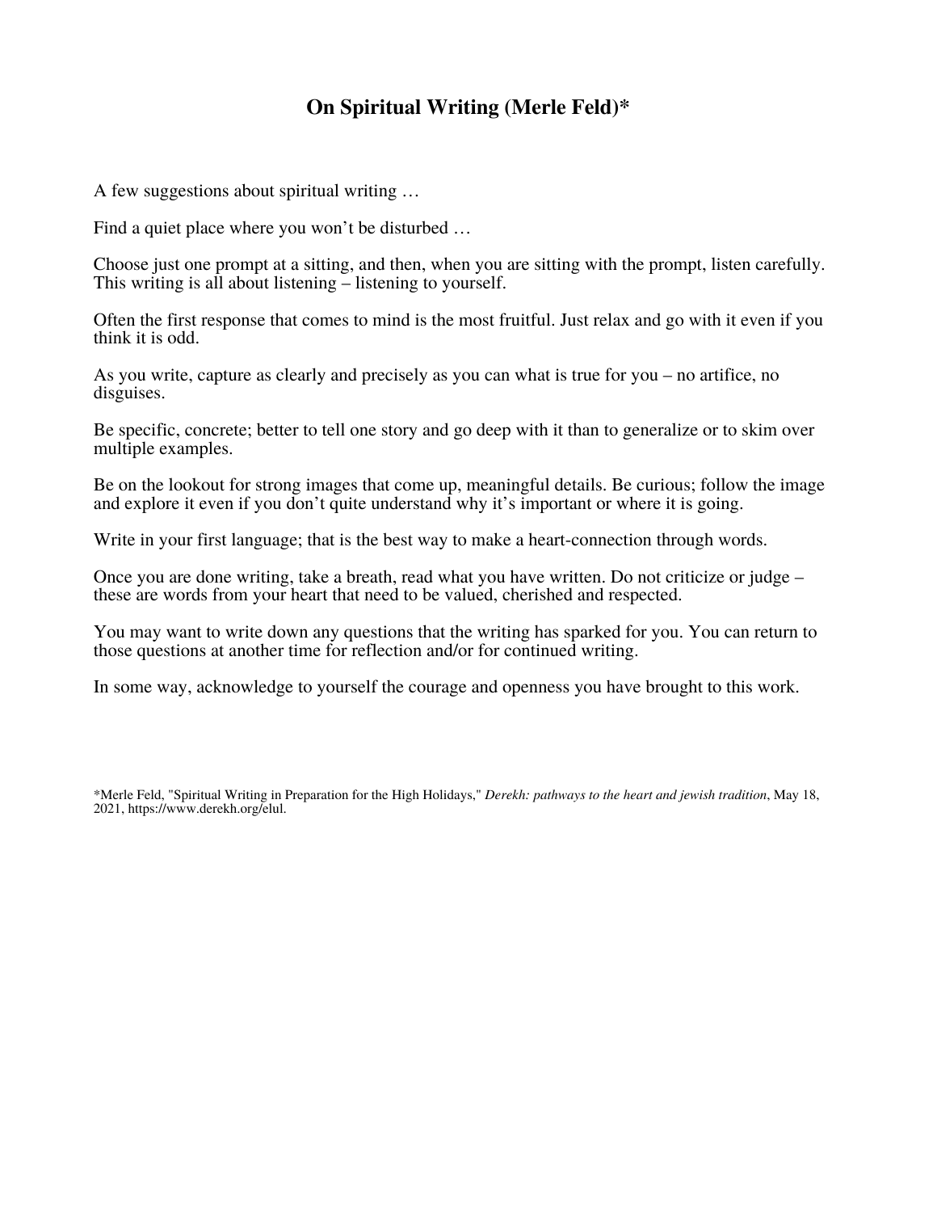# On Spiritual Writing (Merle Feld)*

A few suggestions about spiritual writing …

Find a quiet place where you won't be disturbed …

Choose just one prompt at a sitting, and then, when you are sitting with the prompt, listen carefully. This writing is all about listening – listening to yourself.

Often the first response that comes to mind is the most fruitful. Just relax and go with it even if you think it is odd.

As you write, capture as clearly and precisely as you can what is true for you – no artifice, no disguises.

Be specific, concrete; better to tell one story and go deep with it than to generalize or to skim over multiple examples.

Be on the lookout for strong images that come up, meaningful details. Be curious; follow the image and explore it even if you don't quite understand why it's important or where it is going.

Write in your first language; that is the best way to make a heart-connection through words.

Once you are done writing, take a breath, read what you have written. Do not criticize or judge – these are words from your heart that need to be valued, cherished and respected.

You may want to write down any questions that the writing has sparked for you. You can return to those questions at another time for reflection and/or for continued writing.

In some way, acknowledge to yourself the courage and openness you have brought to this work.

*Merle Feld, "Spiritual Writing in Preparation for the High Holidays," *Derekh: pathways to the heart and jewish tradition*, May 18, 2021, https://www.derekh.org/elul.